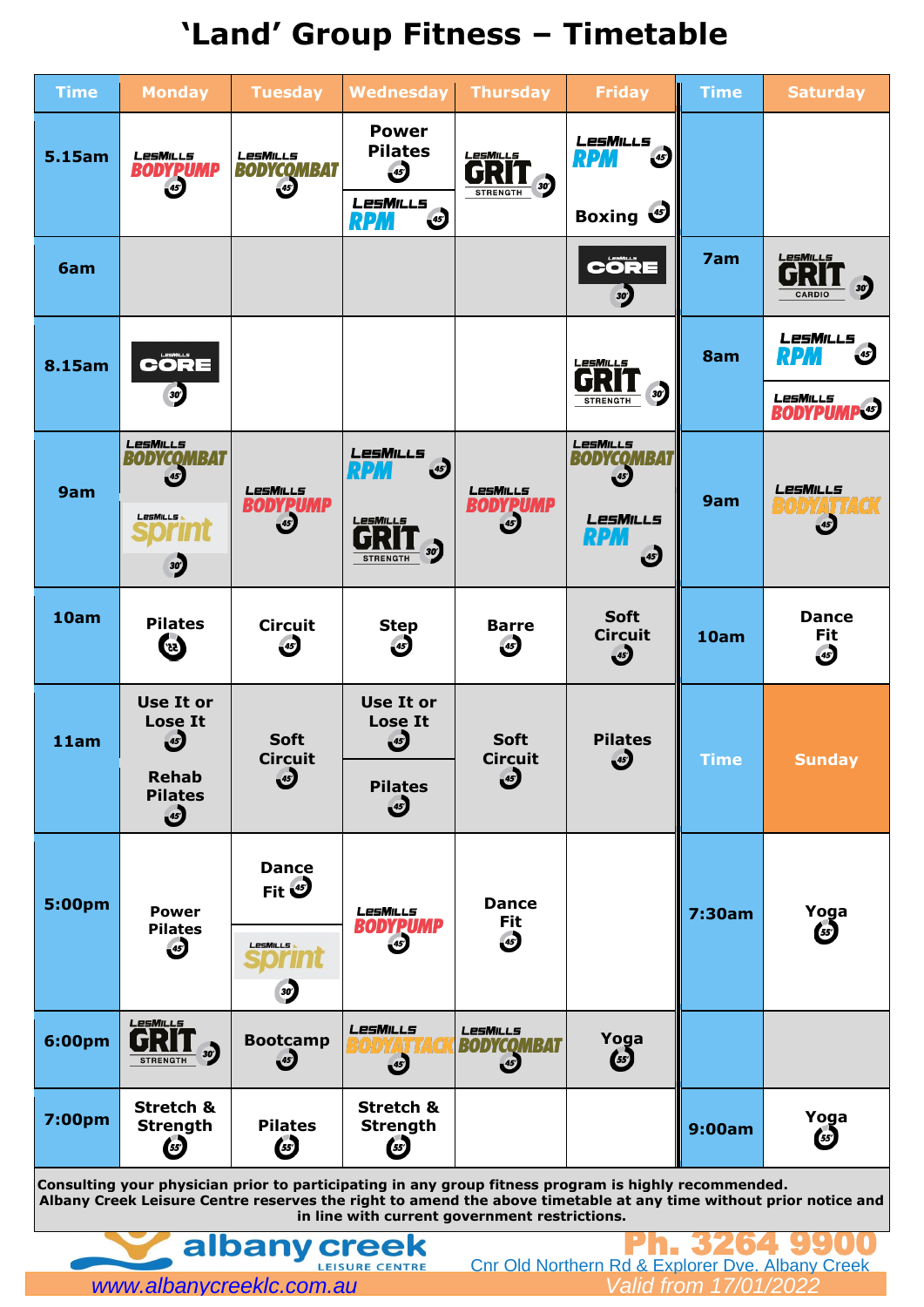# 'Land' Group Fitness – Timetable

| Time | Monday | Tuesday | Wednesday | Thursday | Friday | Time | Saturday |
|---|---|---|---|---|---|---|---|
| 5.15am | Les Mills BODYPUMP 45' | Les Mills BODYCOMBAT 45' | Power Pilates 45' / Les Mills RPM 45' | Les Mills GRIT Strength 30' | Les Mills RPM 45' / Boxing 45' | | |
| 6am | | | | | Les Mills CORE 30' | 7am | Les Mills GRIT Cardio 30' |
| 8.15am | Les Mills CORE 30' | | | | Les Mills GRIT Strength 30' | 8am | Les Mills RPM 45' / Les Mills BODYPUMP 45' |
| 9am | Les Mills BODYCOMBAT 45' / Les Mills Sprint 30' | Les Mills BODYPUMP 45' | Les Mills RPM 45' / Les Mills GRIT Strength 30' | Les Mills BODYPUMP 45' | Les Mills BODYCOMBAT 45' / Les Mills RPM 45' | 9am | Les Mills BODYATTACK 45' |
| 10am | Pilates 45' | Circuit 45' | Step 45' | Barre 45' | Soft Circuit 45' | 10am | Dance Fit 45' |
| 11am | Use It or Lose It 45' / Rehab Pilates 45' | Soft Circuit 45' | Use It or Lose It 45' / Pilates 45' | Soft Circuit 45' | Pilates 45' | **Time** | **Sunday** |
| 5:00pm | Power Pilates 45' | Dance Fit 45' / Les Mills Sprint 30' | Les Mills BODYPUMP 45' | Dance Fit 45' | | 7:30am | Yoga 55' |
| 6:00pm | Les Mills GRIT Strength 30' | Bootcamp 45' | Les Mills BODYATTACK 45' | Les Mills BODYCOMBAT 45' | Yoga 55' | | |
| 7:00pm | Stretch & Strength 55' | Pilates 55' | Stretch & Strength 55' | | | 9:00am | Yoga 55' |

**Consulting your physician prior to participating in any group fitness program is highly recommended.**
**Albany Creek Leisure Centre reserves the right to amend the above timetable at any time without prior notice and in line with current government restrictions.**

albany creek LEISURE CENTRE

Ph. 3264 9900

Cnr Old Northern Rd & Explorer Dve. Albany Creek

www.albanycreeklc.com.au

Valid from 17/01/2022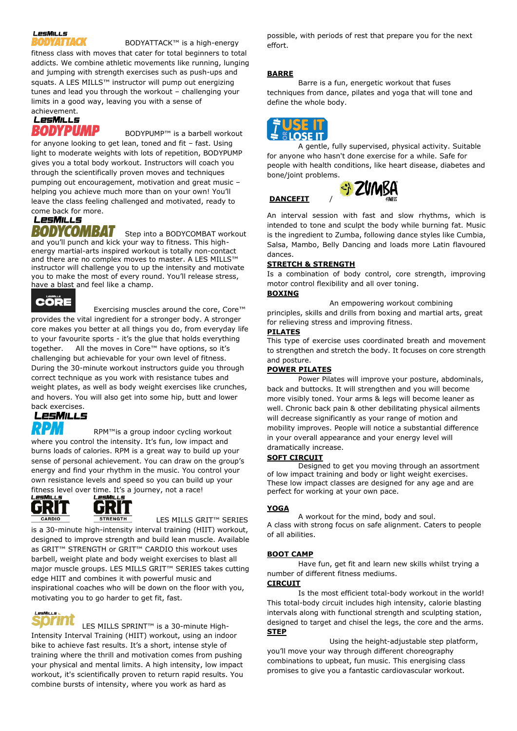**LesMills BODYATTACK** BODYATTACK™ is a high-energy fitness class with moves that cater for total beginners to total addicts. We combine athletic movements like running, lunging and jumping with strength exercises such as push-ups and squats. A LES MILLS™ instructor will pump out energizing tunes and lead you through the workout – challenging your limits in a good way, leaving you with a sense of achievement.

**LesMills BODYPUMP** BODYPUMP™ is a barbell workout for anyone looking to get lean, toned and fit – fast. Using light to moderate weights with lots of repetition, BODYPUMP gives you a total body workout. Instructors will coach you through the scientifically proven moves and techniques pumping out encouragement, motivation and great music – helping you achieve much more than on your own! You'll leave the class feeling challenged and motivated, ready to come back for more.

**LesMills BODYCOMBAT** Step into a BODYCOMBAT workout and you'll punch and kick your way to fitness. This high-energy martial-arts inspired workout is totally non-contact and there are no complex moves to master. A LES MILLS™ instructor will challenge you to up the intensity and motivate you to make the most of every round. You'll release stress, have a blast and feel like a champ.

**LesMills CORE** Exercising muscles around the core, Core™ provides the vital ingredient for a stronger body. A stronger core makes you better at all things you do, from everyday life to your favourite sports - it's the glue that holds everything together. All the moves in Core™ have options, so it's challenging but achievable for your own level of fitness. During the 30-minute workout instructors guide you through correct technique as you work with resistance tubes and weight plates, as well as body weight exercises like crunches, and hovers. You will also get into some hip, butt and lower back exercises.

**LesMills RPM** RPM™is a group indoor cycling workout where you control the intensity. It's fun, low impact and burns loads of calories. RPM is a great way to build up your sense of personal achievement. You can draw on the group's energy and find your rhythm in the music. You control your own resistance levels and speed so you can build up your fitness level over time. It's a journey, not a race!

**LesMills GRIT CARDIO / LesMills GRIT STRENGTH** LES MILLS GRIT™ SERIES is a 30-minute high-intensity interval training (HIIT) workout, designed to improve strength and build lean muscle. Available as GRIT™ STRENGTH or GRIT™ CARDIO this workout uses barbell, weight plate and body weight exercises to blast all major muscle groups. LES MILLS GRIT™ SERIES takes cutting edge HIIT and combines it with powerful music and inspirational coaches who will be down on the floor with you, motivating you to go harder to get fit, fast.

**LesMills sprint** LES MILLS SPRINT™ is a 30-minute High-Intensity Interval Training (HIIT) workout, using an indoor bike to achieve fast results. It's a short, intense style of training where the thrill and motivation comes from pushing your physical and mental limits. A high intensity, low impact workout, it's scientifically proven to return rapid results. You combine bursts of intensity, where you work as hard as possible, with periods of rest that prepare you for the next effort.

**BARRE**

Barre is a fun, energetic workout that fuses techniques from dance, pilates and yoga that will tone and define the whole body.

**USE IT OR LOSE IT**

A gentle, fully supervised, physical activity. Suitable for anyone who hasn't done exercise for a while. Safe for people with health conditions, like heart disease, diabetes and bone/joint problems.

**DANCEFIT / ZUMBA fitness**

An interval session with fast and slow rhythms, which is intended to tone and sculpt the body while burning fat. Music is the ingredient to Zumba, following dance styles like Cumbia, Salsa, Mambo, Belly Dancing and loads more Latin flavoured dances.

**STRETCH & STRENGTH**

Is a combination of body control, core strength, improving motor control flexibility and all over toning.

**BOXING**

An empowering workout combining principles, skills and drills from boxing and martial arts, great for relieving stress and improving fitness.

**PILATES**

This type of exercise uses coordinated breath and movement to strengthen and stretch the body. It focuses on core strength and posture.

**POWER PILATES**

Power Pilates will improve your posture, abdominals, back and buttocks. It will strengthen and you will become more visibly toned. Your arms & legs will become leaner as well. Chronic back pain & other debilitating physical ailments will decrease significantly as your range of motion and mobility improves. People will notice a substantial difference in your overall appearance and your energy level will dramatically increase.

**SOFT CIRCUIT**

Designed to get you moving through an assortment of low impact training and body or light weight exercises. These low impact classes are designed for any age and are perfect for working at your own pace.

**YOGA**

A workout for the mind, body and soul.
A class with strong focus on safe alignment. Caters to people of all abilities.

**BOOT CAMP**

Have fun, get fit and learn new skills whilst trying a number of different fitness mediums.

**CIRCUIT**

Is the most efficient total-body workout in the world! This total-body circuit includes high intensity, calorie blasting intervals along with functional strength and sculpting station, designed to target and chisel the legs, the core and the arms.

**STEP**

Using the height-adjustable step platform, you'll move your way through different choreography combinations to upbeat, fun music. This energising class promises to give you a fantastic cardiovascular workout.